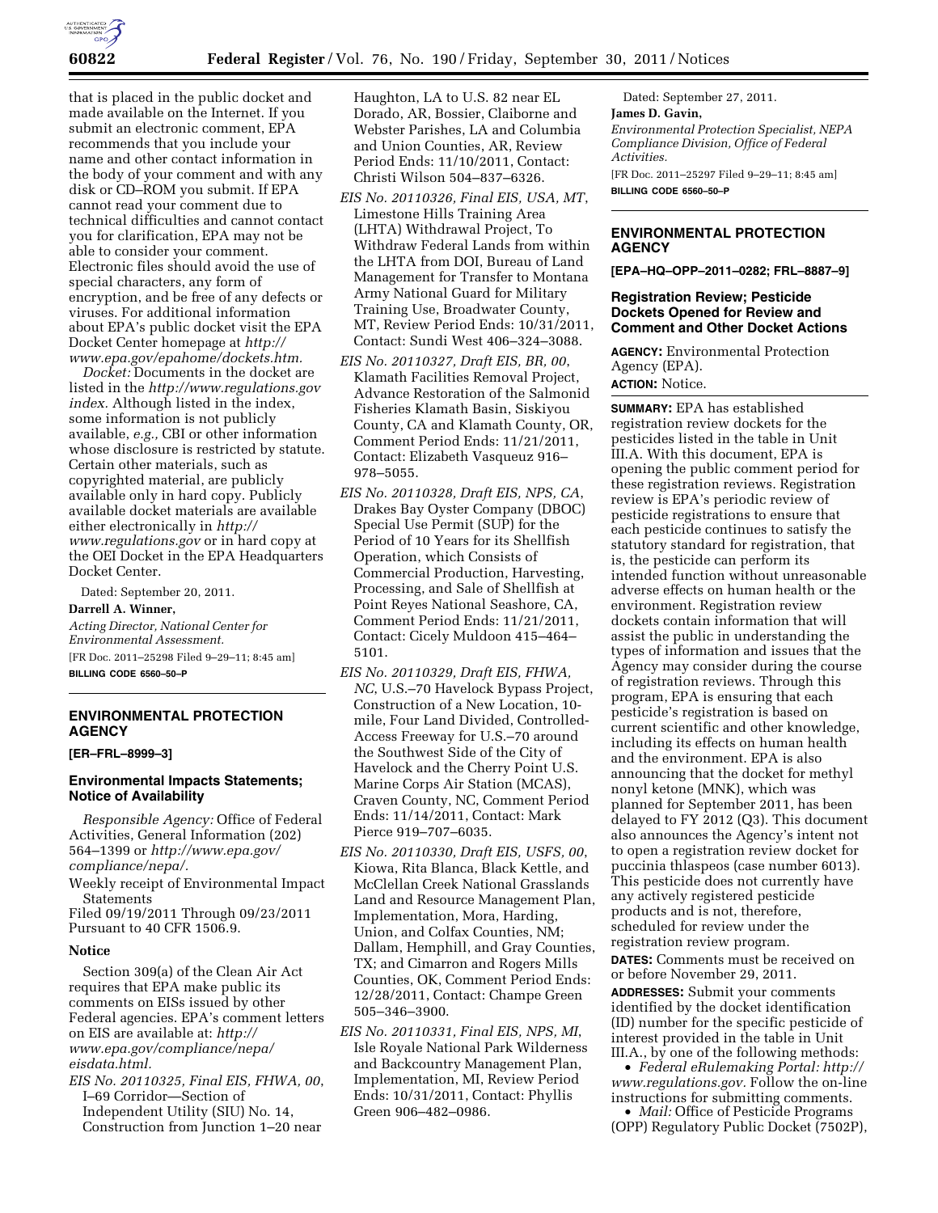that is placed in the public docket and made available on the Internet. If you submit an electronic comment, EPA recommends that you include your name and other contact information in the body of your comment and with any disk or CD–ROM you submit. If EPA cannot read your comment due to technical difficulties and cannot contact you for clarification, EPA may not be able to consider your comment. Electronic files should avoid the use of special characters, any form of encryption, and be free of any defects or viruses. For additional information about EPA's public docket visit the EPA Docket Center homepage at *http://www.epa.gov/epahome/dockets.htm.*

*Docket:* Documents in the docket are listed in the *http://www.regulations.gov index.* Although listed in the index, some information is not publicly available, *e.g.,* CBI or other information whose disclosure is restricted by statute. Certain other materials, such as copyrighted material, are publicly available only in hard copy. Publicly available docket materials are available either electronically in *http://www.regulations.gov* or in hard copy at the OEI Docket in the EPA Headquarters Docket Center.

Dated: September 20, 2011.

**Darrell A. Winner,**

*Acting Director, National Center for Environmental Assessment.*

[FR Doc. 2011–25298 Filed 9–29–11; 8:45 am]

**BILLING CODE 6560–50–P**

## ENVIRONMENTAL PROTECTION AGENCY

**[ER–FRL–8999–3]**

### Environmental Impacts Statements; Notice of Availability

*Responsible Agency:* Office of Federal Activities, General Information (202) 564–1399 or *http://www.epa.gov/compliance/nepa/.*

Weekly receipt of Environmental Impact Statements

Filed 09/19/2011 Through 09/23/2011 Pursuant to 40 CFR 1506.9.

### Notice

Section 309(a) of the Clean Air Act requires that EPA make public its comments on EISs issued by other Federal agencies. EPA's comment letters on EIS are available at: *http://www.epa.gov/compliance/nepa/eisdata.html.*

*EIS No. 20110325, Final EIS, FHWA, 00*, I–69 Corridor—Section of Independent Utility (SIU) No. 14, Construction from Junction 1–20 near Haughton, LA to U.S. 82 near EL Dorado, AR, Bossier, Claiborne and Webster Parishes, LA and Columbia and Union Counties, AR, Review Period Ends: 11/10/2011, Contact: Christi Wilson 504–837–6326.

*EIS No. 20110326, Final EIS, USA, MT*, Limestone Hills Training Area (LHTA) Withdrawal Project, To Withdraw Federal Lands from within the LHTA from DOI, Bureau of Land Management for Transfer to Montana Army National Guard for Military Training Use, Broadwater County, MT, Review Period Ends: 10/31/2011, Contact: Sundi West 406–324–3088.

*EIS No. 20110327, Draft EIS, BR, 00*, Klamath Facilities Removal Project, Advance Restoration of the Salmonid Fisheries Klamath Basin, Siskiyou County, CA and Klamath County, OR, Comment Period Ends: 11/21/2011, Contact: Elizabeth Vasquez 916–978–5055.

*EIS No. 20110328, Draft EIS, NPS, CA*, Drakes Bay Oyster Company (DBOC) Special Use Permit (SUP) for the Period of 10 Years for its Shellfish Operation, which Consists of Commercial Production, Harvesting, Processing, and Sale of Shellfish at Point Reyes National Seashore, CA, Comment Period Ends: 11/21/2011, Contact: Cicely Muldoon 415–464–5101.

*EIS No. 20110329, Draft EIS, FHWA, NC*, U.S.–70 Havelock Bypass Project, Construction of a New Location, 10-mile, Four Land Divided, Controlled-Access Freeway for U.S.–70 around the Southwest Side of the City of Havelock and the Cherry Point U.S. Marine Corps Air Station (MCAS), Craven County, NC, Comment Period Ends: 11/14/2011, Contact: Mark Pierce 919–707–6035.

*EIS No. 20110330, Draft EIS, USFS, 00*, Kiowa, Rita Blanca, Black Kettle, and McClellan Creek National Grasslands Land and Resource Management Plan, Implementation, Mora, Harding, Union, and Colfax Counties, NM; Dallam, Hemphill, and Gray Counties, TX; and Cimarron and Rogers Mills Counties, OK, Comment Period Ends: 12/28/2011, Contact: Champe Green 505–346–3900.

*EIS No. 20110331, Final EIS, NPS, MI*, Isle Royale National Park Wilderness and Backcountry Management Plan, Implementation, MI, Review Period Ends: 10/31/2011, Contact: Phyllis Green 906–482–0986.

Dated: September 27, 2011.

**James D. Gavin,**

*Environmental Protection Specialist, NEPA Compliance Division, Office of Federal Activities.*

[FR Doc. 2011–25297 Filed 9–29–11; 8:45 am]

**BILLING CODE 6560–50–P**

## ENVIRONMENTAL PROTECTION AGENCY

**[EPA–HQ–OPP–2011–0282; FRL–8887–9]**

### Registration Review; Pesticide Dockets Opened for Review and Comment and Other Docket Actions

**AGENCY:** Environmental Protection Agency (EPA).

**ACTION:** Notice.

**SUMMARY:** EPA has established registration review dockets for the pesticides listed in the table in Unit III.A. With this document, EPA is opening the public comment period for these registration reviews. Registration review is EPA's periodic review of pesticide registrations to ensure that each pesticide continues to satisfy the statutory standard for registration, that is, the pesticide can perform its intended function without unreasonable adverse effects on human health or the environment. Registration review dockets contain information that will assist the public in understanding the types of information and issues that the Agency may consider during the course of registration reviews. Through this program, EPA is ensuring that each pesticide's registration is based on current scientific and other knowledge, including its effects on human health and the environment. EPA is also announcing that the docket for methyl nonyl ketone (MNK), which was planned for September 2011, has been delayed to FY 2012 (Q3). This document also announces the Agency's intent not to open a registration review docket for puccinia thlaspeos (case number 6013). This pesticide does not currently have any actively registered pesticide products and is not, therefore, scheduled for review under the registration review program.

**DATES:** Comments must be received on or before November 29, 2011.

**ADDRESSES:** Submit your comments identified by the docket identification (ID) number for the specific pesticide of interest provided in the table in Unit III.A., by one of the following methods:

- *Federal eRulemaking Portal: http://www.regulations.gov.* Follow the on-line instructions for submitting comments.
- *Mail:* Office of Pesticide Programs (OPP) Regulatory Public Docket (7502P),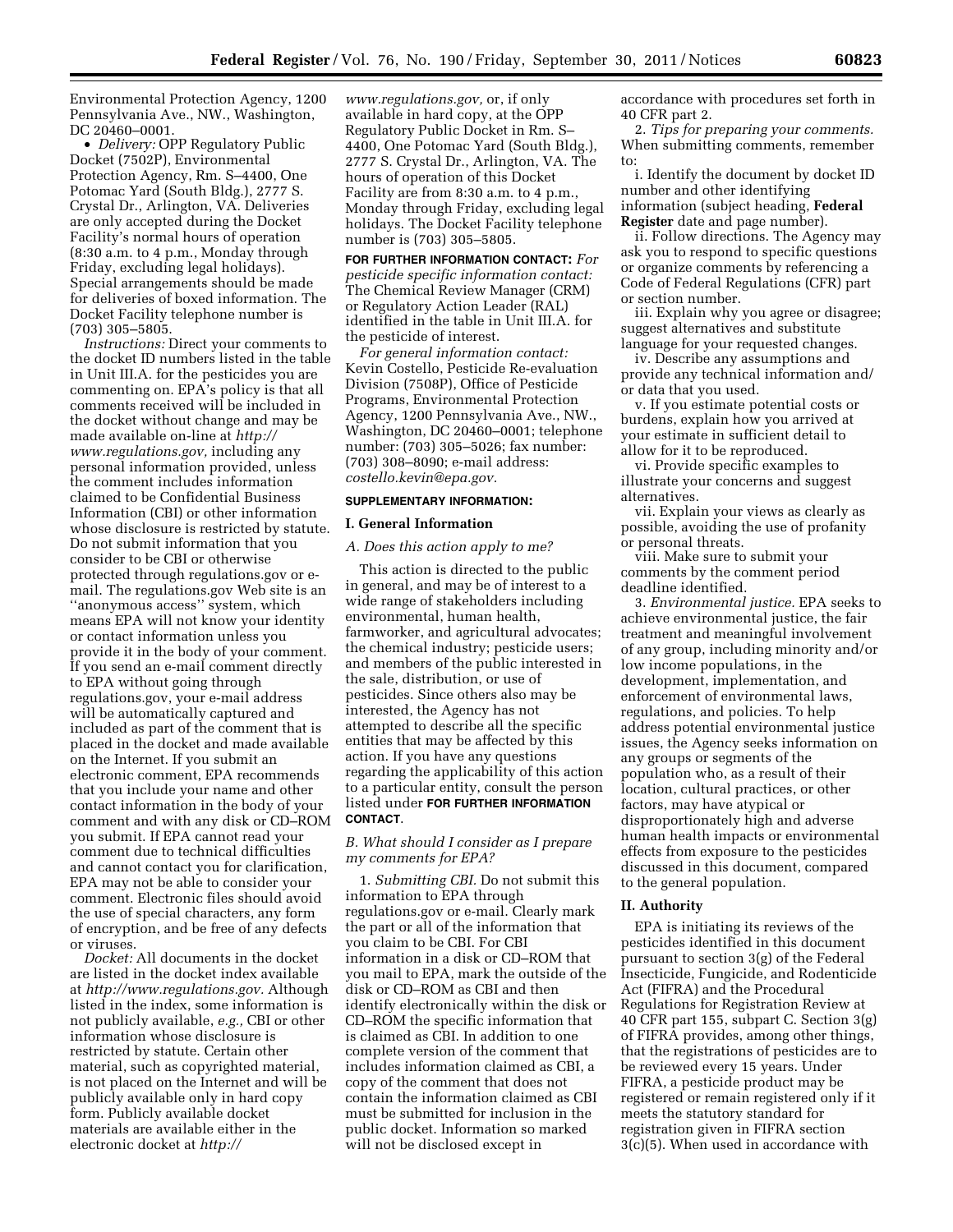Environmental Protection Agency, 1200 Pennsylvania Ave., NW., Washington, DC 20460–0001.

- *Delivery:* OPP Regulatory Public Docket (7502P), Environmental Protection Agency, Rm. S–4400, One Potomac Yard (South Bldg.), 2777 S. Crystal Dr., Arlington, VA. Deliveries are only accepted during the Docket Facility's normal hours of operation (8:30 a.m. to 4 p.m., Monday through Friday, excluding legal holidays). Special arrangements should be made for deliveries of boxed information. The Docket Facility telephone number is (703) 305–5805.

*Instructions:* Direct your comments to the docket ID numbers listed in the table in Unit III.A. for the pesticides you are commenting on. EPA's policy is that all comments received will be included in the docket without change and may be made available on-line at *http://www.regulations.gov,* including any personal information provided, unless the comment includes information claimed to be Confidential Business Information (CBI) or other information whose disclosure is restricted by statute. Do not submit information that you consider to be CBI or otherwise protected through regulations.gov or e-mail. The regulations.gov Web site is an "anonymous access" system, which means EPA will not know your identity or contact information unless you provide it in the body of your comment. If you send an e-mail comment directly to EPA without going through regulations.gov, your e-mail address will be automatically captured and included as part of the comment that is placed in the docket and made available on the Internet. If you submit an electronic comment, EPA recommends that you include your name and other contact information in the body of your comment and with any disk or CD–ROM you submit. If EPA cannot read your comment due to technical difficulties and cannot contact you for clarification, EPA may not be able to consider your comment. Electronic files should avoid the use of special characters, any form of encryption, and be free of any defects or viruses.

*Docket:* All documents in the docket are listed in the docket index available at *http://www.regulations.gov.* Although listed in the index, some information is not publicly available, *e.g.,* CBI or other information whose disclosure is restricted by statute. Certain other material, such as copyrighted material, is not placed on the Internet and will be publicly available only in hard copy form. Publicly available docket materials are available either in the electronic docket at *http://www.regulations.gov,* or, if only available in hard copy, at the OPP Regulatory Public Docket in Rm. S–4400, One Potomac Yard (South Bldg.), 2777 S. Crystal Dr., Arlington, VA. The hours of operation of this Docket Facility are from 8:30 a.m. to 4 p.m., Monday through Friday, excluding legal holidays. The Docket Facility telephone number is (703) 305–5805.

**FOR FURTHER INFORMATION CONTACT:** *For pesticide specific information contact:* The Chemical Review Manager (CRM) or Regulatory Action Leader (RAL) identified in the table in Unit III.A. for the pesticide of interest.

*For general information contact:* Kevin Costello, Pesticide Re-evaluation Division (7508P), Office of Pesticide Programs, Environmental Protection Agency, 1200 Pennsylvania Ave., NW., Washington, DC 20460–0001; telephone number: (703) 305–5026; fax number: (703) 308–8090; e-mail address: *costello.kevin@epa.gov.*

**SUPPLEMENTARY INFORMATION:**

## I. General Information

### *A. Does this action apply to me?*

This action is directed to the public in general, and may be of interest to a wide range of stakeholders including environmental, human health, farmworker, and agricultural advocates; the chemical industry; pesticide users; and members of the public interested in the sale, distribution, or use of pesticides. Since others also may be interested, the Agency has not attempted to describe all the specific entities that may be affected by this action. If you have any questions regarding the applicability of this action to a particular entity, consult the person listed under **FOR FURTHER INFORMATION CONTACT**.

### *B. What should I consider as I prepare my comments for EPA?*

1. *Submitting CBI.* Do not submit this information to EPA through regulations.gov or e-mail. Clearly mark the part or all of the information that you claim to be CBI. For CBI information in a disk or CD–ROM that you mail to EPA, mark the outside of the disk or CD–ROM as CBI and then identify electronically within the disk or CD–ROM the specific information that is claimed as CBI. In addition to one complete version of the comment that includes information claimed as CBI, a copy of the comment that does not contain the information claimed as CBI must be submitted for inclusion in the public docket. Information so marked will not be disclosed except in accordance with procedures set forth in 40 CFR part 2.

2. *Tips for preparing your comments.* When submitting comments, remember to:

i. Identify the document by docket ID number and other identifying information (subject heading, **Federal Register** date and page number).

ii. Follow directions. The Agency may ask you to respond to specific questions or organize comments by referencing a Code of Federal Regulations (CFR) part or section number.

iii. Explain why you agree or disagree; suggest alternatives and substitute language for your requested changes.

iv. Describe any assumptions and provide any technical information and/or data that you used.

v. If you estimate potential costs or burdens, explain how you arrived at your estimate in sufficient detail to allow for it to be reproduced.

vi. Provide specific examples to illustrate your concerns and suggest alternatives.

vii. Explain your views as clearly as possible, avoiding the use of profanity or personal threats.

viii. Make sure to submit your comments by the comment period deadline identified.

3. *Environmental justice.* EPA seeks to achieve environmental justice, the fair treatment and meaningful involvement of any group, including minority and/or low income populations, in the development, implementation, and enforcement of environmental laws, regulations, and policies. To help address potential environmental justice issues, the Agency seeks information on any groups or segments of the population who, as a result of their location, cultural practices, or other factors, may have atypical or disproportionately high and adverse human health impacts or environmental effects from exposure to the pesticides discussed in this document, compared to the general population.

## II. Authority

EPA is initiating its reviews of the pesticides identified in this document pursuant to section 3(g) of the Federal Insecticide, Fungicide, and Rodenticide Act (FIFRA) and the Procedural Regulations for Registration Review at 40 CFR part 155, subpart C. Section 3(g) of FIFRA provides, among other things, that the registrations of pesticides are to be reviewed every 15 years. Under FIFRA, a pesticide product may be registered or remain registered only if it meets the statutory standard for registration given in FIFRA section 3(c)(5). When used in accordance with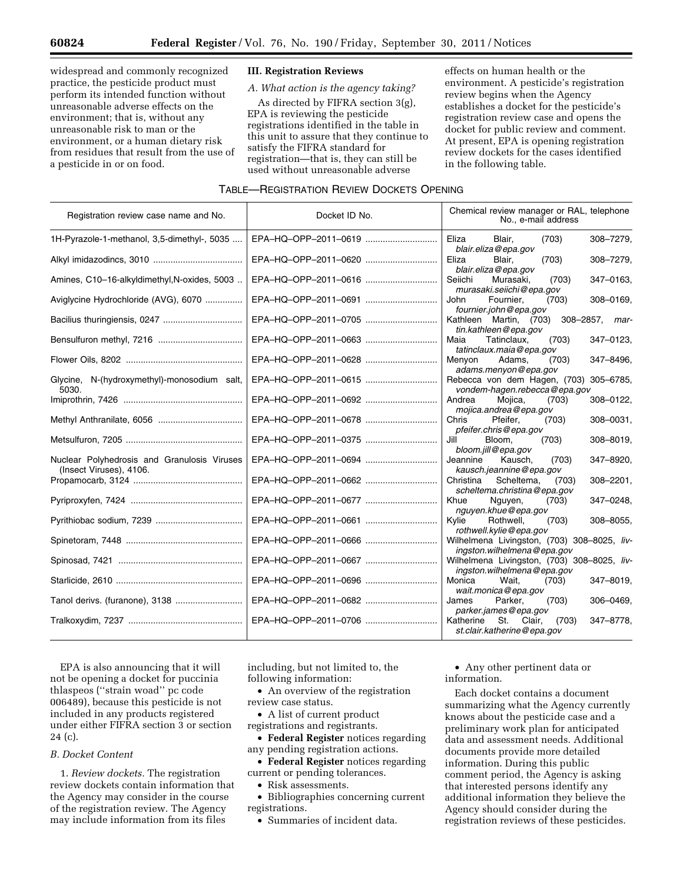widespread and commonly recognized practice, the pesticide product must perform its intended function without unreasonable adverse effects on the environment; that is, without any unreasonable risk to man or the environment, or a human dietary risk from residues that result from the use of a pesticide in or on food.

## III. Registration Reviews

### *A. What action is the agency taking?*

As directed by FIFRA section 3(g), EPA is reviewing the pesticide registrations identified in the table in this unit to assure that they continue to satisfy the FIFRA standard for registration—that is, they can still be used without unreasonable adverse effects on human health or the environment. A pesticide's registration review begins when the Agency establishes a docket for the pesticide's registration review case and opens the docket for public review and comment. At present, EPA is opening registration review dockets for the cases identified in the following table.

TABLE—REGISTRATION REVIEW DOCKETS OPENING

| Registration review case name and No. | Docket ID No. | Chemical review manager or RAL, telephone No., e-mail address |
|---|---|---|
| 1H-Pyrazole-1-methanol, 3,5-dimethyl-, 5035 | EPA–HQ–OPP–2011–0619 | Eliza Blair, (703) 308–7279, *blair.eliza@epa.gov* |
| Alkyl imidazodincs, 3010 | EPA–HQ–OPP–2011–0620 | Eliza Blair, (703) 308–7279, *blair.eliza@epa.gov* |
| Amines, C10–16-alkyldimethyl,N-oxides, 5003 | EPA–HQ–OPP–2011–0616 | Seiichi Murasaki, (703) 347–0163, *murasaki.seiichi@epa.gov* |
| Aviglycine Hydrochloride (AVG), 6070 | EPA–HQ–OPP–2011–0691 | John Fournier, (703) 308–0169, *fournier.john@epa.gov* |
| Bacilius thuringiensis, 0247 | EPA–HQ–OPP–2011–0705 | Kathleen Martin, (703) 308–2857, *martin.kathleen@epa.gov* |
| Bensulfuron methyl, 7216 | EPA–HQ–OPP–2011–0663 | Maia Tatinclaux, (703) 347–0123, *tatinclaux.maia@epa.gov* |
| Flower Oils, 8202 | EPA–HQ–OPP–2011–0628 | Menyon Adams, (703) 347–8496, *adams.menyon@epa.gov* |
| Glycine, N-(hydroxymethyl)-monosodium salt, 5030. | EPA–HQ–OPP–2011–0615 | Rebecca von dem Hagen, (703) 305–6785, *vondem-hagen.rebecca@epa.gov* |
| Imiprothrin, 7426 | EPA–HQ–OPP–2011–0692 | Andrea Mojica, (703) 308–0122, *mojica.andrea@epa.gov* |
| Methyl Anthranilate, 6056 | EPA–HQ–OPP–2011–0678 | Chris Pfeifer, (703) 308–0031, *pfeifer.chris@epa.gov* |
| Metsulfuron, 7205 | EPA–HQ–OPP–2011–0375 | Jill Bloom, (703) 308–8019, *bloom.jill@epa.gov* |
| Nuclear Polyhedrosis and Granulosis Viruses (Insect Viruses), 4106. | EPA–HQ–OPP–2011–0694 | Jeannine Kausch, (703) 347–8920, *kausch.jeannine@epa.gov* |
| Propamocarb, 3124 | EPA–HQ–OPP–2011–0662 | Christina Scheltema, (703) 308–2201, *scheltema.christina@epa.gov* |
| Pyriproxyfen, 7424 | EPA–HQ–OPP–2011–0677 | Khue Nguyen, (703) 347–0248, *nguyen.khue@epa.gov* |
| Pyrithiobac sodium, 7239 | EPA–HQ–OPP–2011–0661 | Kylie Rothwell, (703) 308–8055, *rothwell.kylie@epa.gov* |
| Spinetoram, 7448 | EPA–HQ–OPP–2011–0666 | Wilhelmena Livingston, (703) 308–8025, *livingston.wilhelmena@epa.gov* |
| Spinosad, 7421 | EPA–HQ–OPP–2011–0667 | Wilhelmena Livingston, (703) 308–8025, *livingston.wilhelmena@epa.gov* |
| Starlicide, 2610 | EPA–HQ–OPP–2011–0696 | Monica Wait, (703) 347–8019, *wait.monica@epa.gov* |
| Tanol derivs. (furanone), 3138 | EPA–HQ–OPP–2011–0682 | James Parker, (703) 306–0469, *parker.james@epa.gov* |
| Tralkoxydim, 7237 | EPA–HQ–OPP–2011–0706 | Katherine St. Clair, (703) 347–8778, *st.clair.katherine@epa.gov* |

EPA is also announcing that it will not be opening a docket for puccinia thlaspeos (''strain woad'' pc code 006489), because this pesticide is not included in any products registered under either FIFRA section 3 or section 24 (c).

### *B. Docket Content*

1. *Review dockets.* The registration review dockets contain information that the Agency may consider in the course of the registration review. The Agency may include information from its files including, but not limited to, the following information:

- An overview of the registration review case status.
- A list of current product registrations and registrants.
- **Federal Register** notices regarding any pending registration actions.
- **Federal Register** notices regarding current or pending tolerances.
- Risk assessments.
- Bibliographies concerning current registrations.
- Summaries of incident data.
- Any other pertinent data or information.

Each docket contains a document summarizing what the Agency currently knows about the pesticide case and a preliminary work plan for anticipated data and assessment needs. Additional documents provide more detailed information. During this public comment period, the Agency is asking that interested persons identify any additional information they believe the Agency should consider during the registration reviews of these pesticides.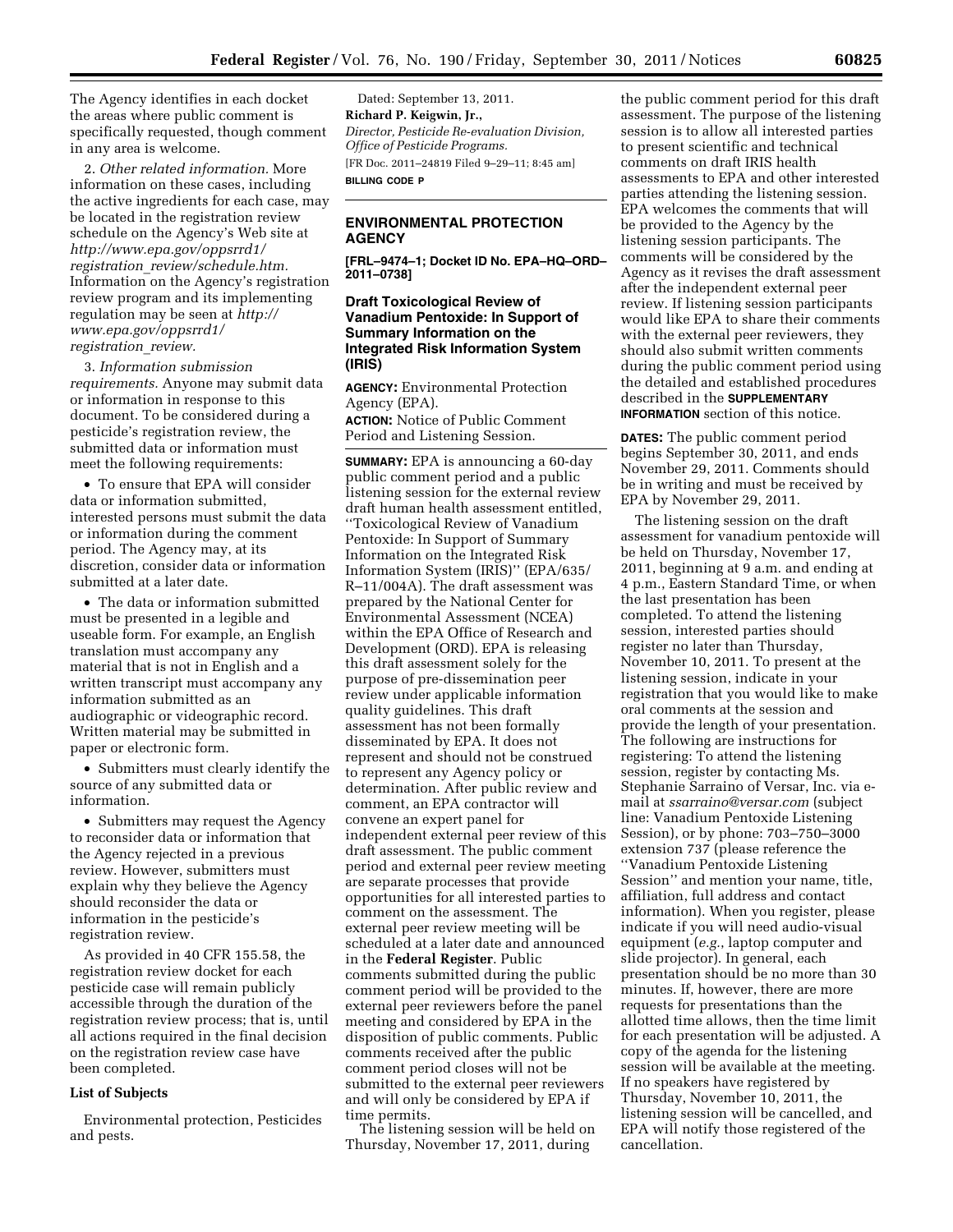The Agency identifies in each docket the areas where public comment is specifically requested, though comment in any area is welcome.

2. *Other related information.* More information on these cases, including the active ingredients for each case, may be located in the registration review schedule on the Agency's Web site at *http://www.epa.gov/oppsrrd1/registration_review/schedule.htm.* Information on the Agency's registration review program and its implementing regulation may be seen at *http://www.epa.gov/oppsrrd1/registration_review.*

3. *Information submission requirements.* Anyone may submit data or information in response to this document. To be considered during a pesticide's registration review, the submitted data or information must meet the following requirements:

- To ensure that EPA will consider data or information submitted, interested persons must submit the data or information during the comment period. The Agency may, at its discretion, consider data or information submitted at a later date.
- The data or information submitted must be presented in a legible and useable form. For example, an English translation must accompany any material that is not in English and a written transcript must accompany any information submitted as an audiographic or videographic record. Written material may be submitted in paper or electronic form.
- Submitters must clearly identify the source of any submitted data or information.
- Submitters may request the Agency to reconsider data or information that the Agency rejected in a previous review. However, submitters must explain why they believe the Agency should reconsider the data or information in the pesticide's registration review.

As provided in 40 CFR 155.58, the registration review docket for each pesticide case will remain publicly accessible through the duration of the registration review process; that is, until all actions required in the final decision on the registration review case have been completed.

**List of Subjects**

Environmental protection, Pesticides and pests.

Dated: September 13, 2011.

**Richard P. Keigwin, Jr.,**

*Director, Pesticide Re-evaluation Division, Office of Pesticide Programs.*

[FR Doc. 2011–24819 Filed 9–29–11; 8:45 am]

**BILLING CODE P**

## ENVIRONMENTAL PROTECTION AGENCY

**[FRL–9474–1; Docket ID No. EPA–HQ–ORD–2011–0738]**

### Draft Toxicological Review of Vanadium Pentoxide: In Support of Summary Information on the Integrated Risk Information System (IRIS)

**AGENCY:** Environmental Protection Agency (EPA).

**ACTION:** Notice of Public Comment Period and Listening Session.

**SUMMARY:** EPA is announcing a 60-day public comment period and a public listening session for the external review draft human health assessment entitled, ''Toxicological Review of Vanadium Pentoxide: In Support of Summary Information on the Integrated Risk Information System (IRIS)'' (EPA/635/R–11/004A). The draft assessment was prepared by the National Center for Environmental Assessment (NCEA) within the EPA Office of Research and Development (ORD). EPA is releasing this draft assessment solely for the purpose of pre-dissemination peer review under applicable information quality guidelines. This draft assessment has not been formally disseminated by EPA. It does not represent and should not be construed to represent any Agency policy or determination. After public review and comment, an EPA contractor will convene an expert panel for independent external peer review of this draft assessment. The public comment period and external peer review meeting are separate processes that provide opportunities for all interested parties to comment on the assessment. The external peer review meeting will be scheduled at a later date and announced in the **Federal Register**. Public comments submitted during the public comment period will be provided to the external peer reviewers before the panel meeting and considered by EPA in the disposition of public comments. Public comments received after the public comment period closes will not be submitted to the external peer reviewers and will only be considered by EPA if time permits.

The listening session will be held on Thursday, November 17, 2011, during the public comment period for this draft assessment. The purpose of the listening session is to allow all interested parties to present scientific and technical comments on draft IRIS health assessments to EPA and other interested parties attending the listening session. EPA welcomes the comments that will be provided to the Agency by the listening session participants. The comments will be considered by the Agency as it revises the draft assessment after the independent external peer review. If listening session participants would like EPA to share their comments with the external peer reviewers, they should also submit written comments during the public comment period using the detailed and established procedures described in the **SUPPLEMENTARY INFORMATION** section of this notice.

**DATES:** The public comment period begins September 30, 2011, and ends November 29, 2011. Comments should be in writing and must be received by EPA by November 29, 2011.

The listening session on the draft assessment for vanadium pentoxide will be held on Thursday, November 17, 2011, beginning at 9 a.m. and ending at 4 p.m., Eastern Standard Time, or when the last presentation has been completed. To attend the listening session, interested parties should register no later than Thursday, November 10, 2011. To present at the listening session, indicate in your registration that you would like to make oral comments at the session and provide the length of your presentation. The following are instructions for registering: To attend the listening session, register by contacting Ms. Stephanie Sarraino of Versar, Inc. via e-mail at *ssarraino@versar.com* (subject line: Vanadium Pentoxide Listening Session), or by phone: 703–750–3000 extension 737 (please reference the ''Vanadium Pentoxide Listening Session'' and mention your name, title, affiliation, full address and contact information). When you register, please indicate if you will need audio-visual equipment (*e.g.*, laptop computer and slide projector). In general, each presentation should be no more than 30 minutes. If, however, there are more requests for presentations than the allotted time allows, then the time limit for each presentation will be adjusted. A copy of the agenda for the listening session will be available at the meeting. If no speakers have registered by Thursday, November 10, 2011, the listening session will be cancelled, and EPA will notify those registered of the cancellation.